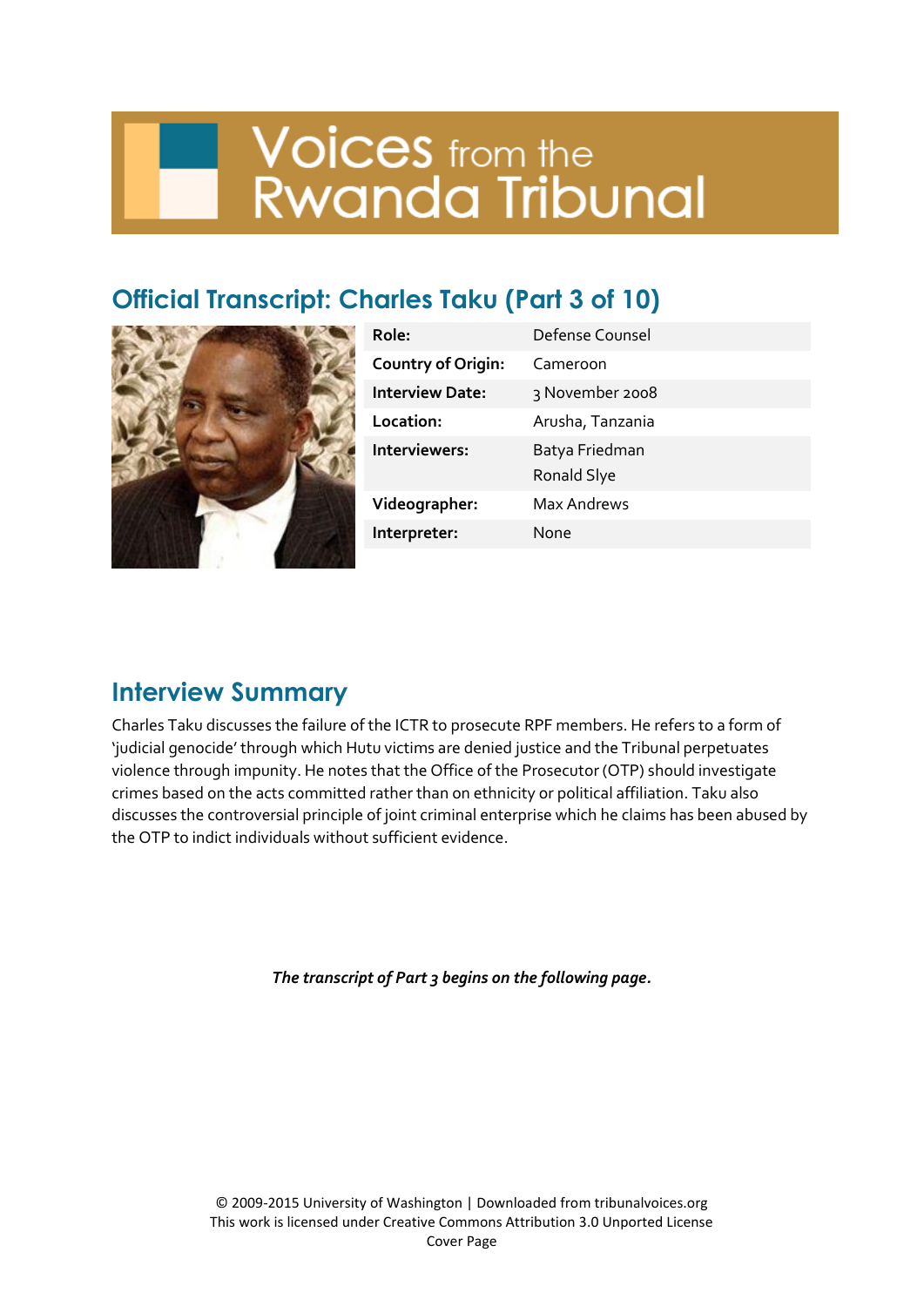# Voices from the Rwanda Tribunal

## Official Transcript: Charles Taku (Part 3 of 10)

| | |
|---|---|
| **Role:** | Defense Counsel |
| **Country of Origin:** | Cameroon |
| **Interview Date:** | 3 November 2008 |
| **Location:** | Arusha, Tanzania |
| **Interviewers:** | Batya Friedman<br>Ronald Slye |
| **Videographer:** | Max Andrews |
| **Interpreter:** | None |

## Interview Summary

Charles Taku discusses the failure of the ICTR to prosecute RPF members. He refers to a form of 'judicial genocide' through which Hutu victims are denied justice and the Tribunal perpetuates violence through impunity. He notes that the Office of the Prosecutor (OTP) should investigate crimes based on the acts committed rather than on ethnicity or political affiliation. Taku also discusses the controversial principle of joint criminal enterprise which he claims has been abused by the OTP to indict individuals without sufficient evidence.

*The transcript of Part 3 begins on the following page.*

© 2009-2015 University of Washington | Downloaded from tribunalvoices.org
This work is licensed under Creative Commons Attribution 3.0 Unported License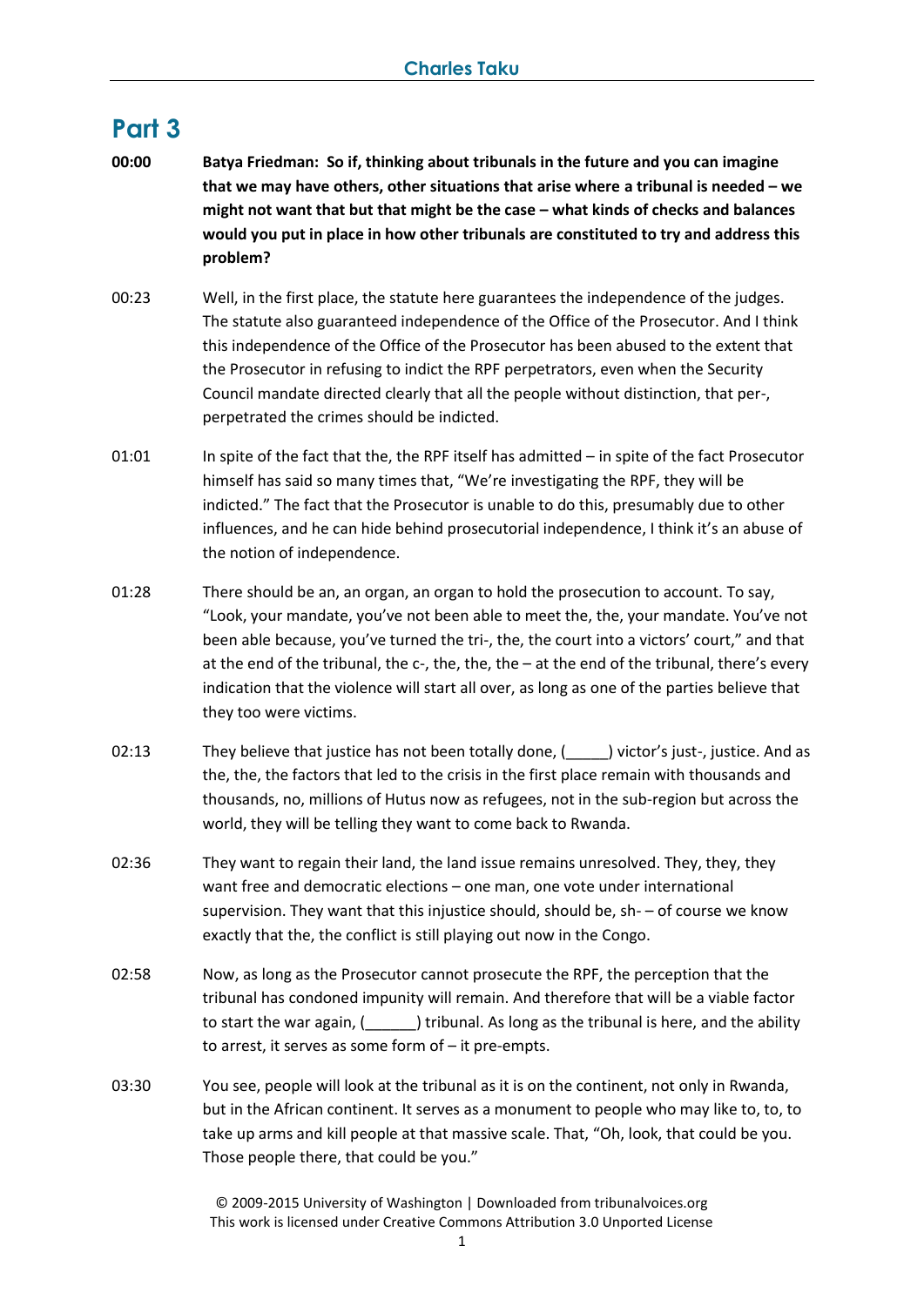# Part 3

**00:00** **Batya Friedman: So if, thinking about tribunals in the future and you can imagine that we may have others, other situations that arise where a tribunal is needed – we might not want that but that might be the case – what kinds of checks and balances would you put in place in how other tribunals are constituted to try and address this problem?**

00:23 Well, in the first place, the statute here guarantees the independence of the judges. The statute also guaranteed independence of the Office of the Prosecutor. And I think this independence of the Office of the Prosecutor has been abused to the extent that the Prosecutor in refusing to indict the RPF perpetrators, even when the Security Council mandate directed clearly that all the people without distinction, that per-, perpetrated the crimes should be indicted.

01:01 In spite of the fact that the, the RPF itself has admitted – in spite of the fact Prosecutor himself has said so many times that, "We're investigating the RPF, they will be indicted." The fact that the Prosecutor is unable to do this, presumably due to other influences, and he can hide behind prosecutorial independence, I think it's an abuse of the notion of independence.

01:28 There should be an, an organ, an organ to hold the prosecution to account. To say, "Look, your mandate, you've not been able to meet the, the, your mandate. You've not been able because, you've turned the tri-, the, the court into a victors' court," and that at the end of the tribunal, the c-, the, the, the – at the end of the tribunal, there's every indication that the violence will start all over, as long as one of the parties believe that they too were victims.

02:13 They believe that justice has not been totally done, (_____) victor's just-, justice. And as the, the, the factors that led to the crisis in the first place remain with thousands and thousands, no, millions of Hutus now as refugees, not in the sub-region but across the world, they will be telling they want to come back to Rwanda.

02:36 They want to regain their land, the land issue remains unresolved. They, they, they want free and democratic elections – one man, one vote under international supervision. They want that this injustice should, should be, sh- – of course we know exactly that the, the conflict is still playing out now in the Congo.

02:58 Now, as long as the Prosecutor cannot prosecute the RPF, the perception that the tribunal has condoned impunity will remain. And therefore that will be a viable factor to start the war again, (______) tribunal. As long as the tribunal is here, and the ability to arrest, it serves as some form of – it pre-empts.

03:30 You see, people will look at the tribunal as it is on the continent, not only in Rwanda, but in the African continent. It serves as a monument to people who may like to, to, to take up arms and kill people at that massive scale. That, "Oh, look, that could be you. Those people there, that could be you."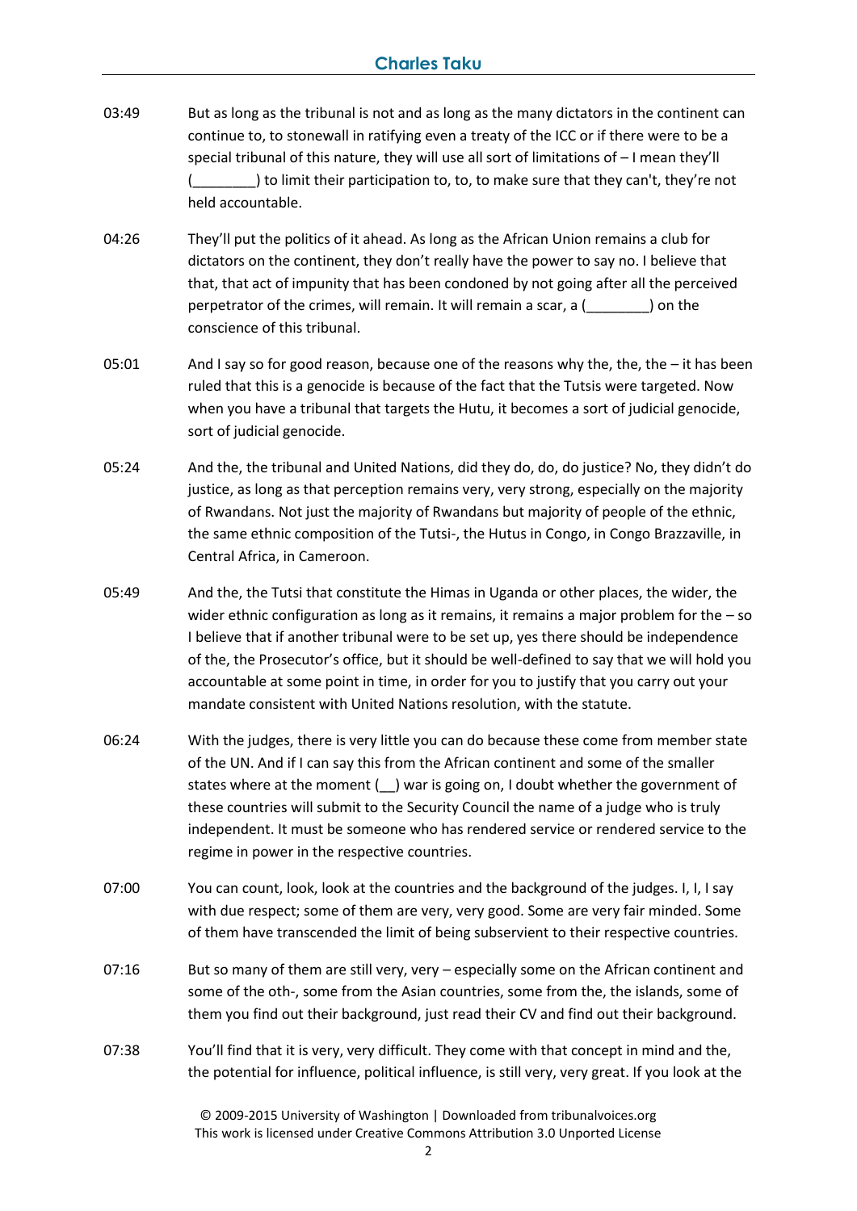03:49 But as long as the tribunal is not and as long as the many dictators in the continent can continue to, to stonewall in ratifying even a treaty of the ICC or if there were to be a special tribunal of this nature, they will use all sort of limitations of – I mean they'll (________) to limit their participation to, to, to make sure that they can't, they're not held accountable.

04:26 They'll put the politics of it ahead. As long as the African Union remains a club for dictators on the continent, they don't really have the power to say no. I believe that that, that act of impunity that has been condoned by not going after all the perceived perpetrator of the crimes, will remain. It will remain a scar, a (________) on the conscience of this tribunal.

05:01 And I say so for good reason, because one of the reasons why the, the, the – it has been ruled that this is a genocide is because of the fact that the Tutsis were targeted. Now when you have a tribunal that targets the Hutu, it becomes a sort of judicial genocide, sort of judicial genocide.

05:24 And the, the tribunal and United Nations, did they do, do, do justice? No, they didn't do justice, as long as that perception remains very, very strong, especially on the majority of Rwandans. Not just the majority of Rwandans but majority of people of the ethnic, the same ethnic composition of the Tutsi-, the Hutus in Congo, in Congo Brazzaville, in Central Africa, in Cameroon.

05:49 And the, the Tutsi that constitute the Himas in Uganda or other places, the wider, the wider ethnic configuration as long as it remains, it remains a major problem for the – so I believe that if another tribunal were to be set up, yes there should be independence of the, the Prosecutor's office, but it should be well-defined to say that we will hold you accountable at some point in time, in order for you to justify that you carry out your mandate consistent with United Nations resolution, with the statute.

06:24 With the judges, there is very little you can do because these come from member state of the UN. And if I can say this from the African continent and some of the smaller states where at the moment (__) war is going on, I doubt whether the government of these countries will submit to the Security Council the name of a judge who is truly independent. It must be someone who has rendered service or rendered service to the regime in power in the respective countries.

07:00 You can count, look, look at the countries and the background of the judges. I, I, I say with due respect; some of them are very, very good. Some are very fair minded. Some of them have transcended the limit of being subservient to their respective countries.

07:16 But so many of them are still very, very – especially some on the African continent and some of the oth-, some from the Asian countries, some from the, the islands, some of them you find out their background, just read their CV and find out their background.

07:38 You'll find that it is very, very difficult. They come with that concept in mind and the, the potential for influence, political influence, is still very, very great. If you look at the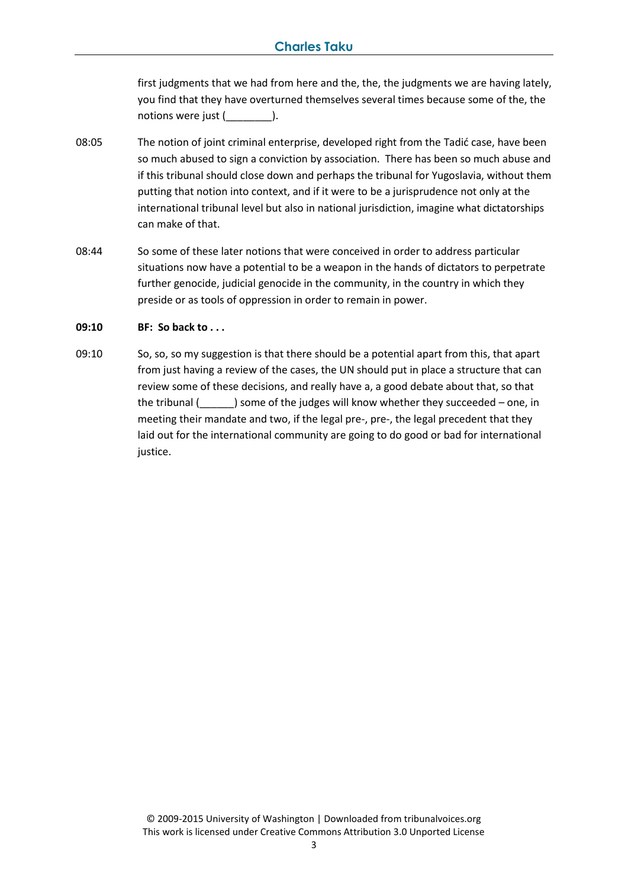first judgments that we had from here and the, the, the judgments we are having lately, you find that they have overturned themselves several times because some of the, the notions were just (________).

08:05 The notion of joint criminal enterprise, developed right from the Tadić case, have been so much abused to sign a conviction by association. There has been so much abuse and if this tribunal should close down and perhaps the tribunal for Yugoslavia, without them putting that notion into context, and if it were to be a jurisprudence not only at the international tribunal level but also in national jurisdiction, imagine what dictatorships can make of that.

08:44 So some of these later notions that were conceived in order to address particular situations now have a potential to be a weapon in the hands of dictators to perpetrate further genocide, judicial genocide in the community, in the country in which they preside or as tools of oppression in order to remain in power.

**09:10 BF: So back to . . .**

09:10 So, so, so my suggestion is that there should be a potential apart from this, that apart from just having a review of the cases, the UN should put in place a structure that can review some of these decisions, and really have a, a good debate about that, so that the tribunal (______) some of the judges will know whether they succeeded – one, in meeting their mandate and two, if the legal pre-, pre-, the legal precedent that they laid out for the international community are going to do good or bad for international justice.